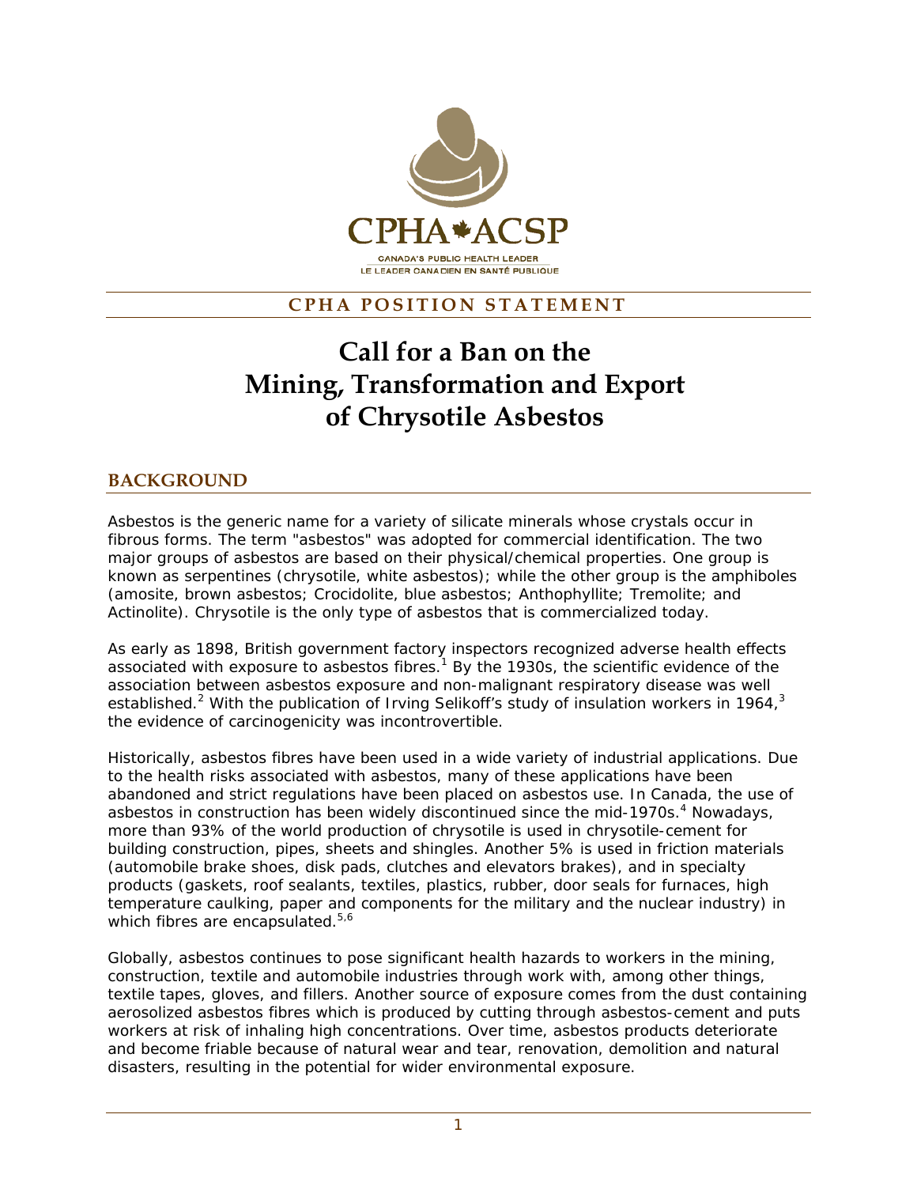CPHA ACSP

CANADA'S PUBLIC HEALTH LEADER
LE LEADER CANADIEN EN SANTÉ PUBLIQUE

**CPHA POSITION STATEMENT**

# Call for a Ban on the Mining, Transformation and Export of Chrysotile Asbestos

## BACKGROUND

Asbestos is the generic name for a variety of silicate minerals whose crystals occur in fibrous forms. The term "asbestos" was adopted for commercial identification. The two major groups of asbestos are based on their physical/chemical properties. One group is known as serpentines (chrysotile, white asbestos); while the other group is the amphiboles (amosite, brown asbestos; Crocidolite, blue asbestos; Anthophyllite; Tremolite; and Actinolite). Chrysotile is the only type of asbestos that is commercialized today.

As early as 1898, British government factory inspectors recognized adverse health effects associated with exposure to asbestos fibres.[1] By the 1930s, the scientific evidence of the association between asbestos exposure and non-malignant respiratory disease was well established.[2] With the publication of Irving Selikoff's study of insulation workers in 1964,[3] the evidence of carcinogenicity was incontrovertible.

Historically, asbestos fibres have been used in a wide variety of industrial applications. Due to the health risks associated with asbestos, many of these applications have been abandoned and strict regulations have been placed on asbestos use. In Canada, the use of asbestos in construction has been widely discontinued since the mid-1970s.[4] Nowadays, more than 93% of the world production of chrysotile is used in chrysotile-cement for building construction, pipes, sheets and shingles. Another 5% is used in friction materials (automobile brake shoes, disk pads, clutches and elevators brakes), and in specialty products (gaskets, roof sealants, textiles, plastics, rubber, door seals for furnaces, high temperature caulking, paper and components for the military and the nuclear industry) in which fibres are encapsulated.[5,6]

Globally, asbestos continues to pose significant health hazards to workers in the mining, construction, textile and automobile industries through work with, among other things, textile tapes, gloves, and fillers. Another source of exposure comes from the dust containing aerosolized asbestos fibres which is produced by cutting through asbestos-cement and puts workers at risk of inhaling high concentrations. Over time, asbestos products deteriorate and become friable because of natural wear and tear, renovation, demolition and natural disasters, resulting in the potential for wider environmental exposure.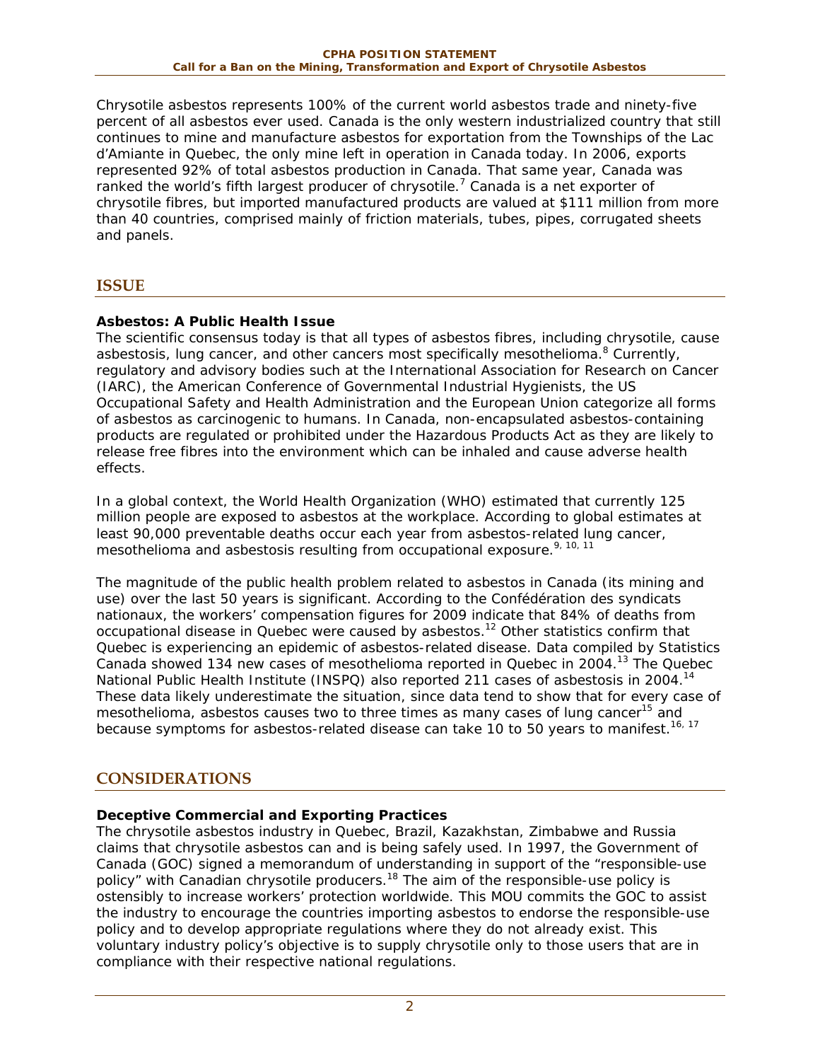Chrysotile asbestos represents 100% of the current world asbestos trade and ninety-five percent of all asbestos ever used. Canada is the only western industrialized country that still continues to mine and manufacture asbestos for exportation from the Townships of the Lac d'Amiante in Quebec, the only mine left in operation in Canada today. In 2006, exports represented 92% of total asbestos production in Canada. That same year, Canada was ranked the world's fifth largest producer of chrysotile.[7] Canada is a net exporter of chrysotile fibres, but imported manufactured products are valued at $111 million from more than 40 countries, comprised mainly of friction materials, tubes, pipes, corrugated sheets and panels.

## ISSUE

### Asbestos: A Public Health Issue

The scientific consensus today is that all types of asbestos fibres, including chrysotile, cause asbestosis, lung cancer, and other cancers most specifically mesothelioma.[8] Currently, regulatory and advisory bodies such at the International Association for Research on Cancer (IARC), the American Conference of Governmental Industrial Hygienists, the US Occupational Safety and Health Administration and the European Union categorize all forms of asbestos as carcinogenic to humans. In Canada, non-encapsulated asbestos-containing products are regulated or prohibited under the Hazardous Products Act as they are likely to release free fibres into the environment which can be inhaled and cause adverse health effects.

In a global context, the World Health Organization (WHO) estimated that currently 125 million people are exposed to asbestos at the workplace. According to global estimates at least 90,000 preventable deaths occur each year from asbestos-related lung cancer, mesothelioma and asbestosis resulting from occupational exposure.[9, 10, 11]

The magnitude of the public health problem related to asbestos in Canada (its mining and use) over the last 50 years is significant. According to the Confédération des syndicats nationaux, the workers' compensation figures for 2009 indicate that 84% of deaths from occupational disease in Quebec were caused by asbestos.[12] Other statistics confirm that Quebec is experiencing an epidemic of asbestos-related disease. Data compiled by Statistics Canada showed 134 new cases of mesothelioma reported in Quebec in 2004.[13] The Quebec National Public Health Institute (INSPQ) also reported 211 cases of asbestosis in 2004.[14] These data likely underestimate the situation, since data tend to show that for every case of mesothelioma, asbestos causes two to three times as many cases of lung cancer[15] and because symptoms for asbestos-related disease can take 10 to 50 years to manifest.[16, 17]

## CONSIDERATIONS

### Deceptive Commercial and Exporting Practices

The chrysotile asbestos industry in Quebec, Brazil, Kazakhstan, Zimbabwe and Russia claims that chrysotile asbestos can and is being safely used. In 1997, the Government of Canada (GOC) signed a memorandum of understanding in support of the "responsible-use policy" with Canadian chrysotile producers.[18] The aim of the responsible-use policy is ostensibly to increase workers' protection worldwide. This MOU commits the GOC to assist the industry to encourage the countries importing asbestos to endorse the responsible-use policy and to develop appropriate regulations where they do not already exist. This voluntary industry policy's objective is to supply chrysotile only to those users that are in compliance with their respective national regulations.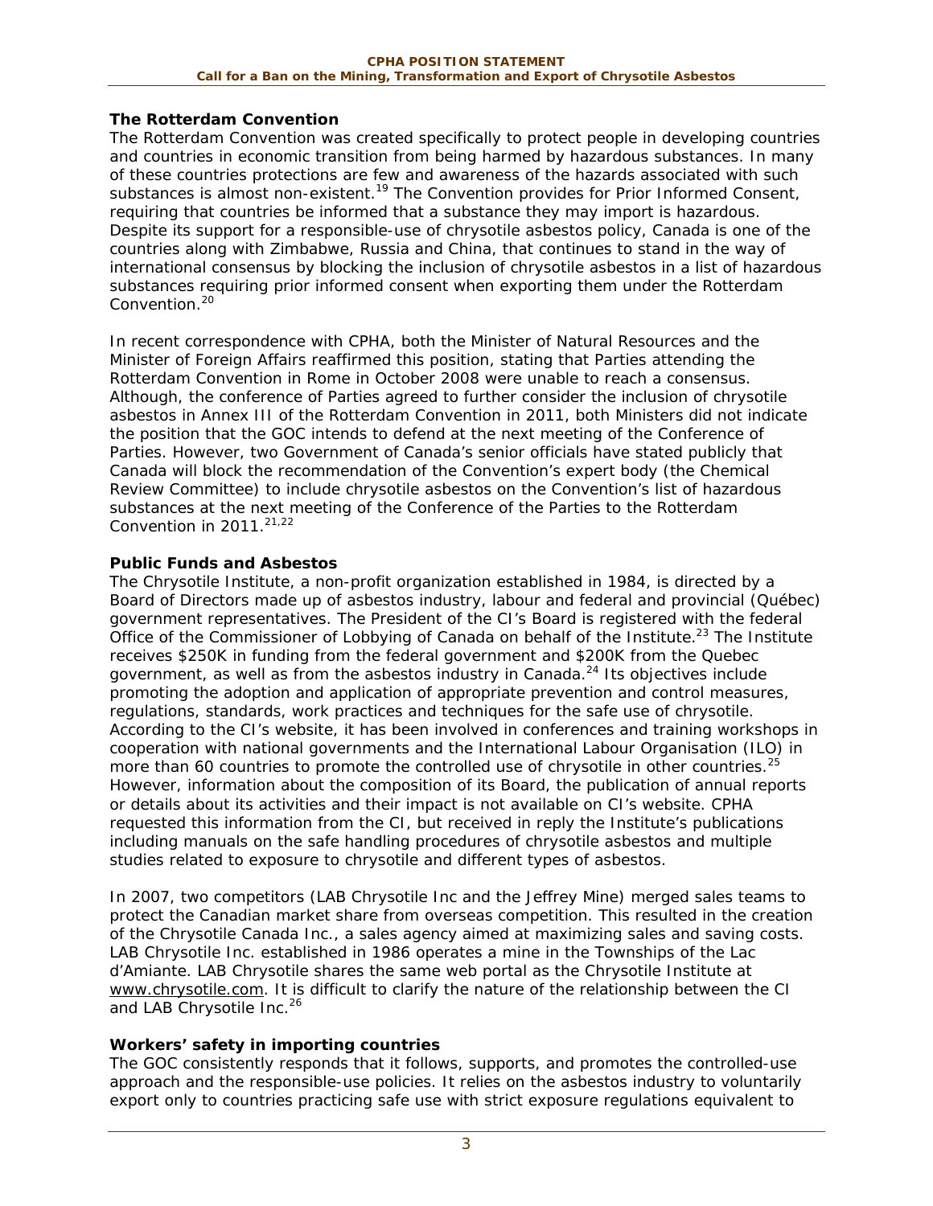### The Rotterdam Convention

The Rotterdam Convention was created specifically to protect people in developing countries and countries in economic transition from being harmed by hazardous substances. In many of these countries protections are few and awareness of the hazards associated with such substances is almost non-existent.[19] The Convention provides for Prior Informed Consent, requiring that countries be informed that a substance they may import is hazardous. Despite its support for a responsible-use of chrysotile asbestos policy, Canada is one of the countries along with Zimbabwe, Russia and China, that continues to stand in the way of international consensus by blocking the inclusion of chrysotile asbestos in a list of hazardous substances requiring prior informed consent when exporting them under the Rotterdam Convention.[20]

In recent correspondence with CPHA, both the Minister of Natural Resources and the Minister of Foreign Affairs reaffirmed this position, stating that Parties attending the Rotterdam Convention in Rome in October 2008 were unable to reach a consensus. Although, the conference of Parties agreed to further consider the inclusion of chrysotile asbestos in Annex III of the Rotterdam Convention in 2011, both Ministers did not indicate the position that the GOC intends to defend at the next meeting of the Conference of Parties. However, two Government of Canada's senior officials have stated publicly that Canada will block the recommendation of the Convention's expert body (the Chemical Review Committee) to include chrysotile asbestos on the Convention's list of hazardous substances at the next meeting of the Conference of the Parties to the Rotterdam Convention in 2011.[21,22]

### Public Funds and Asbestos

The Chrysotile Institute, a non-profit organization established in 1984, is directed by a Board of Directors made up of asbestos industry, labour and federal and provincial (Québec) government representatives. The President of the CI's Board is registered with the federal Office of the Commissioner of Lobbying of Canada on behalf of the Institute.[23] The Institute receives \$250K in funding from the federal government and \$200K from the Quebec government, as well as from the asbestos industry in Canada.[24] Its objectives include promoting the adoption and application of appropriate prevention and control measures, regulations, standards, work practices and techniques for the safe use of chrysotile. According to the CI's website, it has been involved in conferences and training workshops in cooperation with national governments and the International Labour Organisation (ILO) in more than 60 countries to promote the controlled use of chrysotile in other countries.[25] However, information about the composition of its Board, the publication of annual reports or details about its activities and their impact is not available on CI's website. CPHA requested this information from the CI, but received in reply the Institute's publications including manuals on the safe handling procedures of chrysotile asbestos and multiple studies related to exposure to chrysotile and different types of asbestos.

In 2007, two competitors (LAB Chrysotile Inc and the Jeffrey Mine) merged sales teams to protect the Canadian market share from overseas competition. This resulted in the creation of the Chrysotile Canada Inc., a sales agency aimed at maximizing sales and saving costs. LAB Chrysotile Inc. established in 1986 operates a mine in the Townships of the Lac d'Amiante. LAB Chrysotile shares the same web portal as the Chrysotile Institute at www.chrysotile.com. It is difficult to clarify the nature of the relationship between the CI and LAB Chrysotile Inc.[26]

### Workers' safety in importing countries

The GOC consistently responds that it follows, supports, and promotes the controlled-use approach and the responsible-use policies. It relies on the asbestos industry to voluntarily export only to countries practicing safe use with strict exposure regulations equivalent to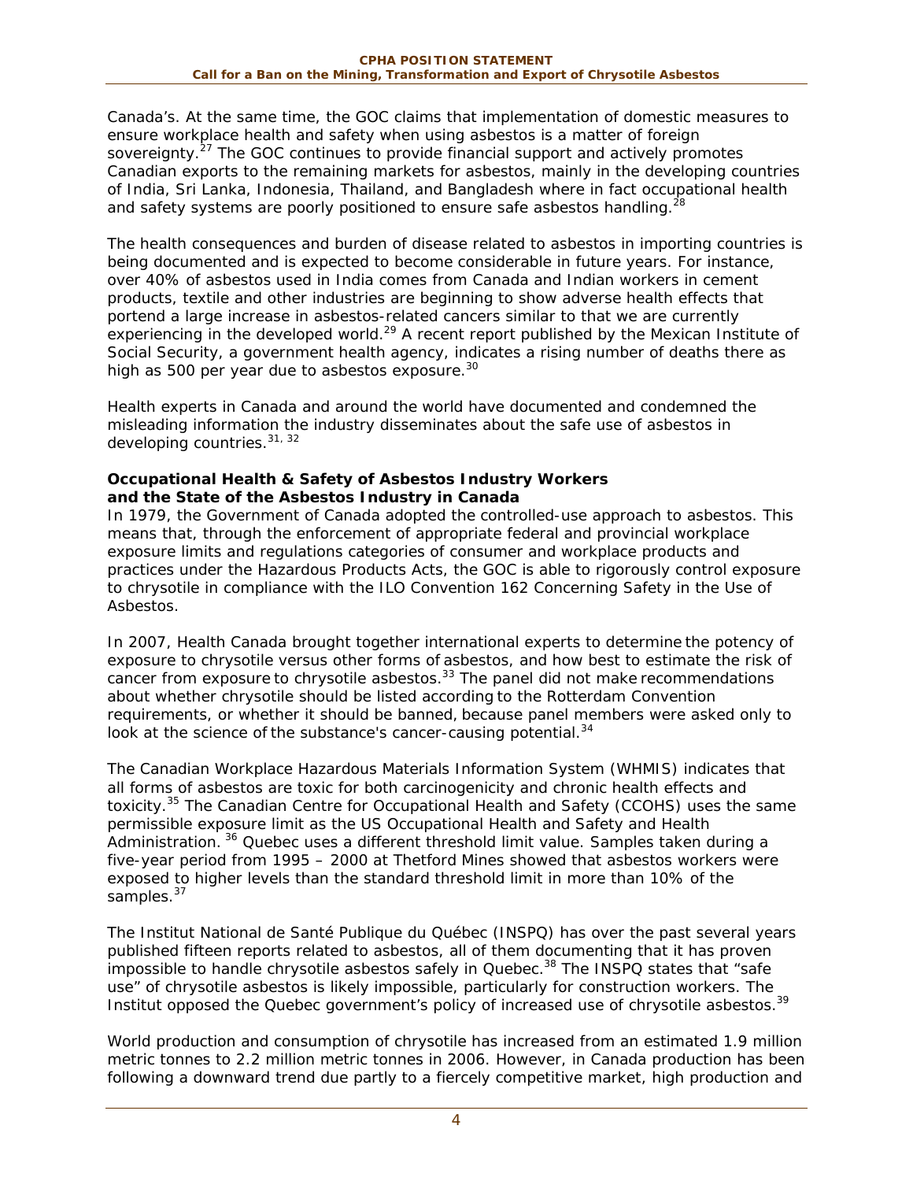Canada's. At the same time, the GOC claims that implementation of domestic measures to ensure workplace health and safety when using asbestos is a matter of foreign sovereignty.[27] The GOC continues to provide financial support and actively promotes Canadian exports to the remaining markets for asbestos, mainly in the developing countries of India, Sri Lanka, Indonesia, Thailand, and Bangladesh where in fact occupational health and safety systems are poorly positioned to ensure safe asbestos handling.[28]

The health consequences and burden of disease related to asbestos in importing countries is being documented and is expected to become considerable in future years. For instance, over 40% of asbestos used in India comes from Canada and Indian workers in cement products, textile and other industries are beginning to show adverse health effects that portend a large increase in asbestos-related cancers similar to that we are currently experiencing in the developed world.[29] A recent report published by the Mexican Institute of Social Security, a government health agency, indicates a rising number of deaths there as high as 500 per year due to asbestos exposure.[30]

Health experts in Canada and around the world have documented and condemned the misleading information the industry disseminates about the safe use of asbestos in developing countries.[31, 32]

**Occupational Health & Safety of Asbestos Industry Workers and the State of the Asbestos Industry in Canada**

In 1979, the Government of Canada adopted the controlled-use approach to asbestos. This means that, through the enforcement of appropriate federal and provincial workplace exposure limits and regulations categories of consumer and workplace products and practices under the Hazardous Products Acts, the GOC is able to rigorously control exposure to chrysotile in compliance with the ILO Convention 162 Concerning Safety in the Use of Asbestos.

In 2007, Health Canada brought together international experts to determine the potency of exposure to chrysotile versus other forms of asbestos, and how best to estimate the risk of cancer from exposure to chrysotile asbestos.[33] The panel did not make recommendations about whether chrysotile should be listed according to the Rotterdam Convention requirements, or whether it should be banned, because panel members were asked only to look at the science of the substance's cancer-causing potential.[34]

The Canadian Workplace Hazardous Materials Information System (WHMIS) indicates that all forms of asbestos are toxic for both carcinogenicity and chronic health effects and toxicity.[35] The Canadian Centre for Occupational Health and Safety (CCOHS) uses the same permissible exposure limit as the US Occupational Health and Safety and Health Administration.[36] Quebec uses a different threshold limit value. Samples taken during a five-year period from 1995 – 2000 at Thetford Mines showed that asbestos workers were exposed to higher levels than the standard threshold limit in more than 10% of the samples.[37]

The Institut National de Santé Publique du Québec (INSPQ) has over the past several years published fifteen reports related to asbestos, all of them documenting that it has proven impossible to handle chrysotile asbestos safely in Quebec.[38] The INSPQ states that "safe use" of chrysotile asbestos is likely impossible, particularly for construction workers. The Institut opposed the Quebec government's policy of increased use of chrysotile asbestos.[39]

World production and consumption of chrysotile has increased from an estimated 1.9 million metric tonnes to 2.2 million metric tonnes in 2006. However, in Canada production has been following a downward trend due partly to a fiercely competitive market, high production and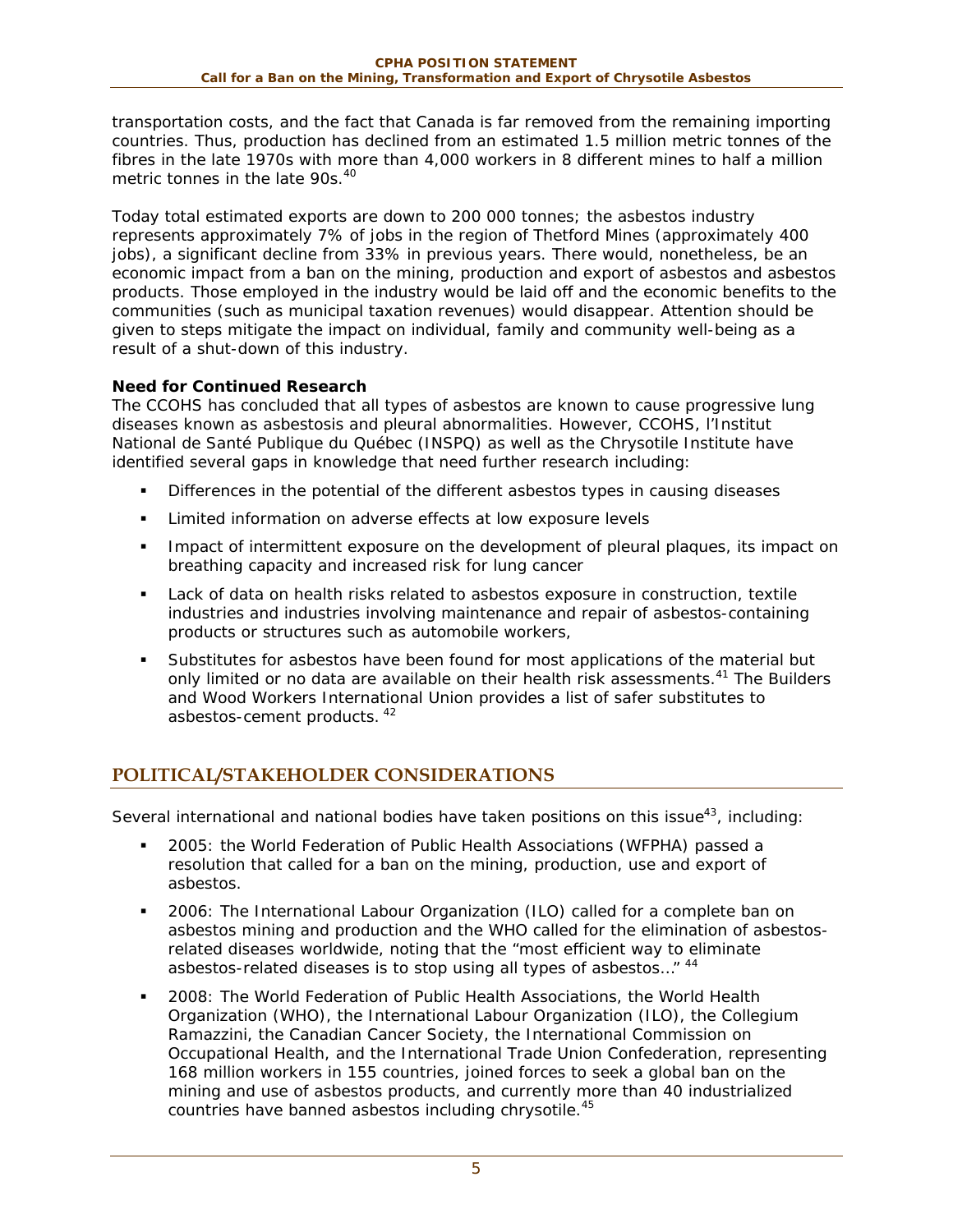transportation costs, and the fact that Canada is far removed from the remaining importing countries. Thus, production has declined from an estimated 1.5 million metric tonnes of the fibres in the late 1970s with more than 4,000 workers in 8 different mines to half a million metric tonnes in the late 90s.[40]

Today total estimated exports are down to 200 000 tonnes; the asbestos industry represents approximately 7% of jobs in the region of Thetford Mines (approximately 400 jobs), a significant decline from 33% in previous years. There would, nonetheless, be an economic impact from a ban on the mining, production and export of asbestos and asbestos products. Those employed in the industry would be laid off and the economic benefits to the communities (such as municipal taxation revenues) would disappear. Attention should be given to steps mitigate the impact on individual, family and community well-being as a result of a shut-down of this industry.

**Need for Continued Research**

The CCOHS has concluded that all types of asbestos are known to cause progressive lung diseases known as asbestosis and pleural abnormalities. However, CCOHS, l'Institut National de Santé Publique du Québec (INSPQ) as well as the Chrysotile Institute have identified several gaps in knowledge that need further research including:

- Differences in the potential of the different asbestos types in causing diseases
- Limited information on adverse effects at low exposure levels
- Impact of intermittent exposure on the development of pleural plaques, its impact on breathing capacity and increased risk for lung cancer
- Lack of data on health risks related to asbestos exposure in construction, textile industries and industries involving maintenance and repair of asbestos-containing products or structures such as automobile workers,
- Substitutes for asbestos have been found for most applications of the material but only limited or no data are available on their health risk assessments.[41] The Builders and Wood Workers International Union provides a list of safer substitutes to asbestos-cement products.[42]

## POLITICAL/STAKEHOLDER CONSIDERATIONS

Several international and national bodies have taken positions on this issue[43], including:

- 2005: the World Federation of Public Health Associations (WFPHA) passed a resolution that called for a ban on the mining, production, use and export of asbestos.
- 2006: The International Labour Organization (ILO) called for a complete ban on asbestos mining and production and the WHO called for the elimination of asbestos-related diseases worldwide, noting that the "most efficient way to eliminate asbestos-related diseases is to stop using all types of asbestos…"[44]
- 2008: The World Federation of Public Health Associations, the World Health Organization (WHO), the International Labour Organization (ILO), the Collegium Ramazzini, the Canadian Cancer Society, the International Commission on Occupational Health, and the International Trade Union Confederation, representing 168 million workers in 155 countries, joined forces to seek a global ban on the mining and use of asbestos products, and currently more than 40 industrialized countries have banned asbestos including chrysotile.[45]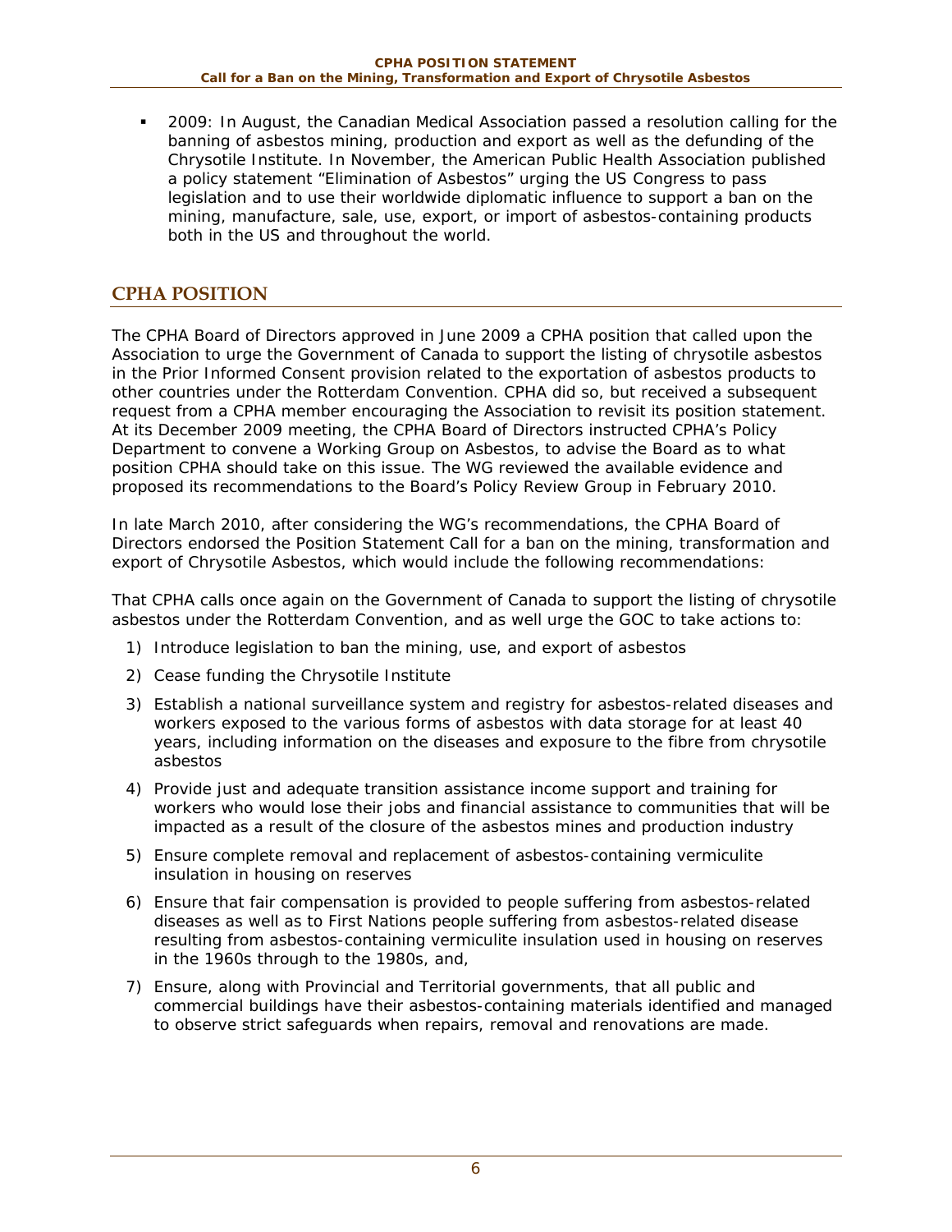- 2009: In August, the Canadian Medical Association passed a resolution calling for the banning of asbestos mining, production and export as well as the defunding of the Chrysotile Institute. In November, the American Public Health Association published a policy statement "Elimination of Asbestos" urging the US Congress to pass legislation and to use their worldwide diplomatic influence to support a ban on the mining, manufacture, sale, use, export, or import of asbestos-containing products both in the US and throughout the world.

## CPHA POSITION

The CPHA Board of Directors approved in June 2009 a CPHA position that called upon the Association to urge the Government of Canada to support the listing of chrysotile asbestos in the Prior Informed Consent provision related to the exportation of asbestos products to other countries under the Rotterdam Convention. CPHA did so, but received a subsequent request from a CPHA member encouraging the Association to revisit its position statement. At its December 2009 meeting, the CPHA Board of Directors instructed CPHA's Policy Department to convene a Working Group on Asbestos, to advise the Board as to what position CPHA should take on this issue. The WG reviewed the available evidence and proposed its recommendations to the Board's Policy Review Group in February 2010.

In late March 2010, after considering the WG's recommendations, the CPHA Board of Directors endorsed the Position Statement Call for a ban on the mining, transformation and export of Chrysotile Asbestos, which would include the following recommendations:

That CPHA calls once again on the Government of Canada to support the listing of chrysotile asbestos under the Rotterdam Convention, and as well urge the GOC to take actions to:

1) Introduce legislation to ban the mining, use, and export of asbestos
2) Cease funding the Chrysotile Institute
3) Establish a national surveillance system and registry for asbestos-related diseases and workers exposed to the various forms of asbestos with data storage for at least 40 years, including information on the diseases and exposure to the fibre from chrysotile asbestos
4) Provide just and adequate transition assistance income support and training for workers who would lose their jobs and financial assistance to communities that will be impacted as a result of the closure of the asbestos mines and production industry
5) Ensure complete removal and replacement of asbestos-containing vermiculite insulation in housing on reserves
6) Ensure that fair compensation is provided to people suffering from asbestos-related diseases as well as to First Nations people suffering from asbestos-related disease resulting from asbestos-containing vermiculite insulation used in housing on reserves in the 1960s through to the 1980s, and,
7) Ensure, along with Provincial and Territorial governments, that all public and commercial buildings have their asbestos-containing materials identified and managed to observe strict safeguards when repairs, removal and renovations are made.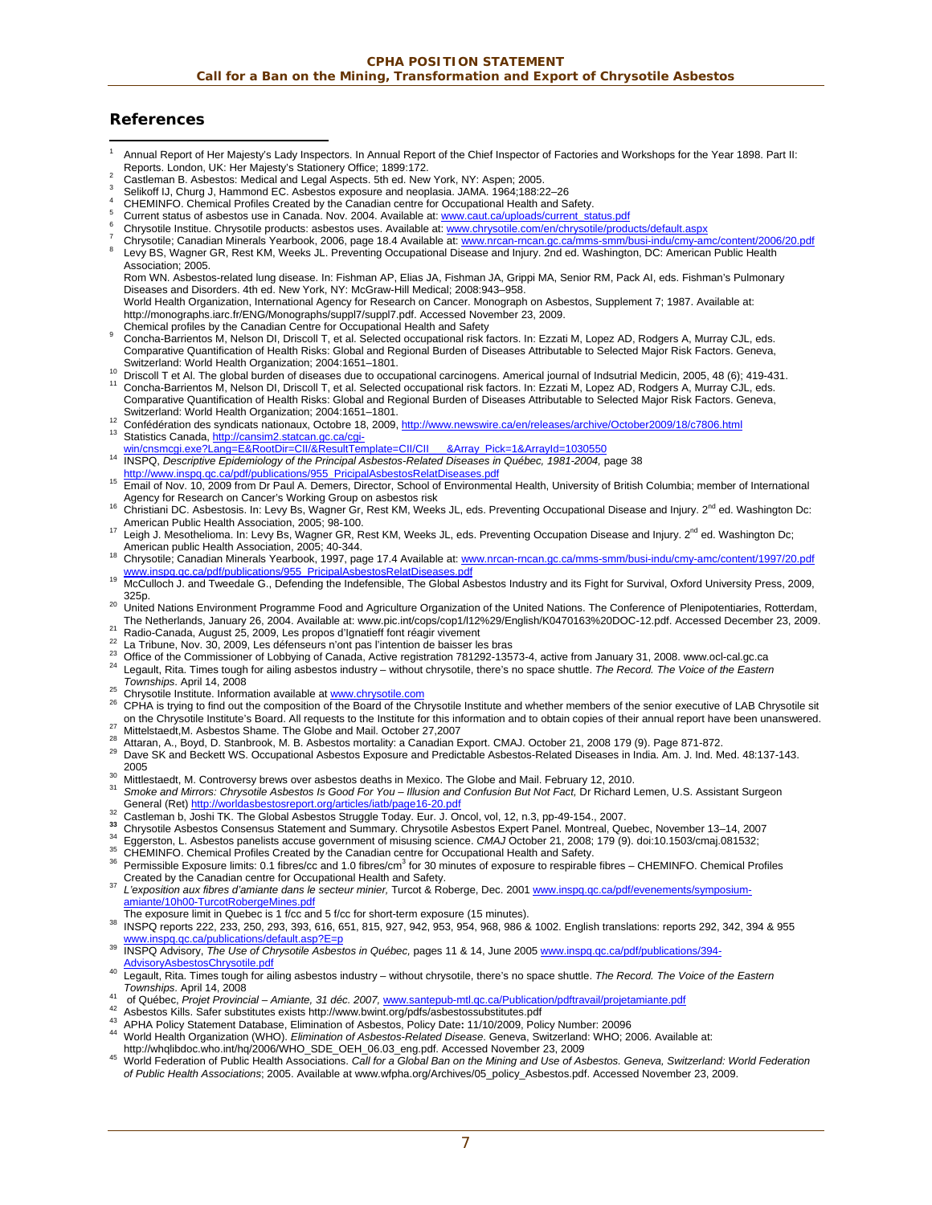## References

1. Annual Report of Her Majesty's Lady Inspectors. In Annual Report of the Chief Inspector of Factories and Workshops for the Year 1898. Part II: Reports. London, UK: Her Majesty's Stationery Office; 1899:172.
2. Castleman B. Asbestos: Medical and Legal Aspects. 5th ed. New York, NY: Aspen; 2005.
3. Selikoff IJ, Churg J, Hammond EC. Asbestos exposure and neoplasia. JAMA. 1964;188:22–26
4. CHEMINFO. Chemical Profiles Created by the Canadian centre for Occupational Health and Safety.
5. Current status of asbestos use in Canada. Nov. 2004. Available at: www.caut.ca/uploads/current_status.pdf
6. Chrysotile Institue. Chrysotile products: asbestos uses. Available at: www.chrysotile.com/en/chrysotile/products/default.aspx
7. Chrysotile; Canadian Minerals Yearbook, 2006, page 18.4 Available at: www.nrcan-rncan.gc.ca/mms-smm/busi-indu/cmy-amc/content/2006/20.pdf
8. Levy BS, Wagner GR, Rest KM, Weeks JL. Preventing Occupational Disease and Injury. 2nd ed. Washington, DC: American Public Health Association; 2005.
   Rom WN. Asbestos-related lung disease. In: Fishman AP, Elias JA, Fishman JA, Grippi MA, Senior RM, Pack AI, eds. Fishman's Pulmonary Diseases and Disorders. 4th ed. New York, NY: McGraw-Hill Medical; 2008:943–958.
   World Health Organization, International Agency for Research on Cancer. Monograph on Asbestos, Supplement 7; 1987. Available at: http://monographs.iarc.fr/ENG/Monographs/suppl7/suppl7.pdf. Accessed November 23, 2009.
   Chemical profiles by the Canadian Centre for Occupational Health and Safety
9. Concha-Barrientos M, Nelson DI, Driscoll T, et al. Selected occupational risk factors. In: Ezzati M, Lopez AD, Rodgers A, Murray CJL, eds. Comparative Quantification of Health Risks: Global and Regional Burden of Diseases Attributable to Selected Major Risk Factors. Geneva, Switzerland: World Health Organization; 2004:1651–1801.
10. Driscoll T et Al. The global burden of diseases due to occupational carcinogens. Americal journal of Indsutrial Medicin, 2005, 48 (6); 419-431.
11. Concha-Barrientos M, Nelson DI, Driscoll T, et al. Selected occupational risk factors. In: Ezzati M, Lopez AD, Rodgers A, Murray CJL, eds. Comparative Quantification of Health Risks: Global and Regional Burden of Diseases Attributable to Selected Major Risk Factors. Geneva, Switzerland: World Health Organization; 2004:1651–1801.
12. Confédération des syndicats nationaux, Octobre 18, 2009, http://www.newswire.ca/en/releases/archive/October2009/18/c7806.html
13. Statistics Canada, http://cansim2.statcan.gc.ca/cgi-win/cnsmcgi.exe?Lang=E&RootDir=CII/&ResultTemplate=CII/CII___&Array_Pick=1&ArrayId=1030550
14. INSPQ, *Descriptive Epidemiology of the Principal Asbestos-Related Diseases in Québec, 1981-2004,* page 38 http://www.inspq.qc.ca/pdf/publications/955_PricipalAsbestosRelatDiseases.pdf
15. Email of Nov. 10, 2009 from Dr Paul A. Demers, Director, School of Environmental Health, University of British Columbia; member of International Agency for Research on Cancer's Working Group on asbestos risk
16. Christiani DC. Asbestosis. In: Levy Bs, Wagner Gr, Rest KM, Weeks JL, eds. Preventing Occupational Disease and Injury. 2nd ed. Washington Dc: American Public Health Association, 2005; 98-100.
17. Leigh J. Mesothelioma. In: Levy Bs, Wagner GR, Rest KM, Weeks JL, eds. Preventing Occupation Disease and Injury. 2nd ed. Washington Dc; American public Health Association, 2005; 40-344.
18. Chrysotile; Canadian Minerals Yearbook, 1997, page 17.4 Available at: www.nrcan-rncan.gc.ca/mms-smm/busi-indu/cmy-amc/content/1997/20.pdf www.inspq.qc.ca/pdf/publications/955_PricipalAsbestosRelatDiseases.pdf
19. McCulloch J. and Tweedale G., Defending the Indefensible, The Global Asbestos Industry and its Fight for Survival, Oxford University Press, 2009, 325p.
20. United Nations Environment Programme Food and Agriculture Organization of the United Nations. The Conference of Plenipotentiaries, Rotterdam, The Netherlands, January 26, 2004. Available at: www.pic.int/cops/cop1/l12%29/English/K0470163%20DOC-12.pdf. Accessed December 23, 2009.
21. Radio-Canada, August 25, 2009, Les propos d'Ignatieff font réagir vivement
22. La Tribune, Nov. 30, 2009, Les défenseurs n'ont pas l'intention de baisser les bras
23. Office of the Commissioner of Lobbying of Canada, Active registration 781292-13573-4, active from January 31, 2008. www.ocl-cal.gc.ca
24. Legault, Rita. Times tough for ailing asbestos industry – without chrysotile, there's no space shuttle. *The Record. The Voice of the Eastern Townships*. April 14, 2008
25. Chrysotile Institute. Information available at www.chrysotile.com
26. CPHA is trying to find out the composition of the Board of the Chrysotile Institute and whether members of the senior executive of LAB Chrysotile sit on the Chrysotile Institute's Board. All requests to the Institute for this information and to obtain copies of their annual report have been unanswered.
27. Mittelstaedt,M. Asbestos Shame. The Globe and Mail. October 27,2007
28. Attaran, A., Boyd, D. Stanbrook, M. B. Asbestos mortality: a Canadian Export. CMAJ. October 21, 2008 179 (9). Page 871-872.
29. Dave SK and Beckett WS. Occupational Asbestos Exposure and Predictable Asbestos-Related Diseases in India. Am. J. Ind. Med. 48:137-143. 2005
30. Mittlestaedt, M. Controversy brews over asbestos deaths in Mexico. The Globe and Mail. February 12, 2010.
31. *Smoke and Mirrors: Chrysotile Asbestos Is Good For You – Illusion and Confusion But Not Fact,* Dr Richard Lemen, U.S. Assistant Surgeon General (Ret) http://worldasbestosreport.org/articles/iatb/page16-20.pdf
32. Castleman b, Joshi TK. The Global Asbestos Struggle Today. Eur. J. Oncol, vol, 12, n.3, pp-49-154., 2007.
33. Chrysotile Asbestos Consensus Statement and Summary. Chrysotile Asbestos Expert Panel. Montreal, Quebec, November 13–14, 2007
34. Eggerston, L. Asbestos panelists accuse government of misusing science. *CMAJ* October 21, 2008; 179 (9). doi:10.1503/cmaj.081532;
35. CHEMINFO. Chemical Profiles Created by the Canadian centre for Occupational Health and Safety.
36. Permissible Exposure limits: 0.1 fibres/cc and 1.0 fibres/$cm^3$ for 30 minutes of exposure to respirable fibres – CHEMINFO. Chemical Profiles Created by the Canadian centre for Occupational Health and Safety.
37. *L'exposition aux fibres d'amiante dans le secteur minier,* Turcot & Roberge, Dec. 2001 www.inspq.qc.ca/pdf/evenements/symposium-amiante/10h00-TurcotRobergeMines.pdf
   The exposure limit in Quebec is 1 f/cc and 5 f/cc for short-term exposure (15 minutes).
38. INSPQ reports 222, 233, 250, 293, 393, 616, 651, 815, 927, 942, 953, 954, 968, 986 & 1002. English translations: reports 292, 342, 394 & 955 www.inspq.qc.ca/publications/default.asp?E=p
39. INSPQ Advisory, *The Use of Chrysotile Asbestos in Québec,* pages 11 & 14, June 2005 www.inspq.qc.ca/pdf/publications/394-AdvisoryAsbestosChrysotile.pdf
40. Legault, Rita. Times tough for ailing asbestos industry – without chrysotile, there's no space shuttle. *The Record. The Voice of the Eastern Townships*. April 14, 2008
41. of Québec, *Projet Provincial – Amiante, 31 déc. 2007,* www.santepub-mtl.qc.ca/Publication/pdftravail/projetamiante.pdf
42. Asbestos Kills. Safer substitutes exists http://www.bwint.org/pdfs/asbestossubstitutes.pdf
43. APHA Policy Statement Database, Elimination of Asbestos, Policy Date**:** 11/10/2009, Policy Number: 20096
44. World Health Organization (WHO). *Elimination of Asbestos-Related Disease*. Geneva, Switzerland: WHO; 2006. Available at: http://whqlibdoc.who.int/hq/2006/WHO_SDE_OEH_06.03_eng.pdf. Accessed November 23, 2009
45. World Federation of Public Health Associations. *Call for a Global Ban on the Mining and Use of Asbestos. Geneva, Switzerland: World Federation of Public Health Associations*; 2005. Available at www.wfpha.org/Archives/05_policy_Asbestos.pdf. Accessed November 23, 2009.